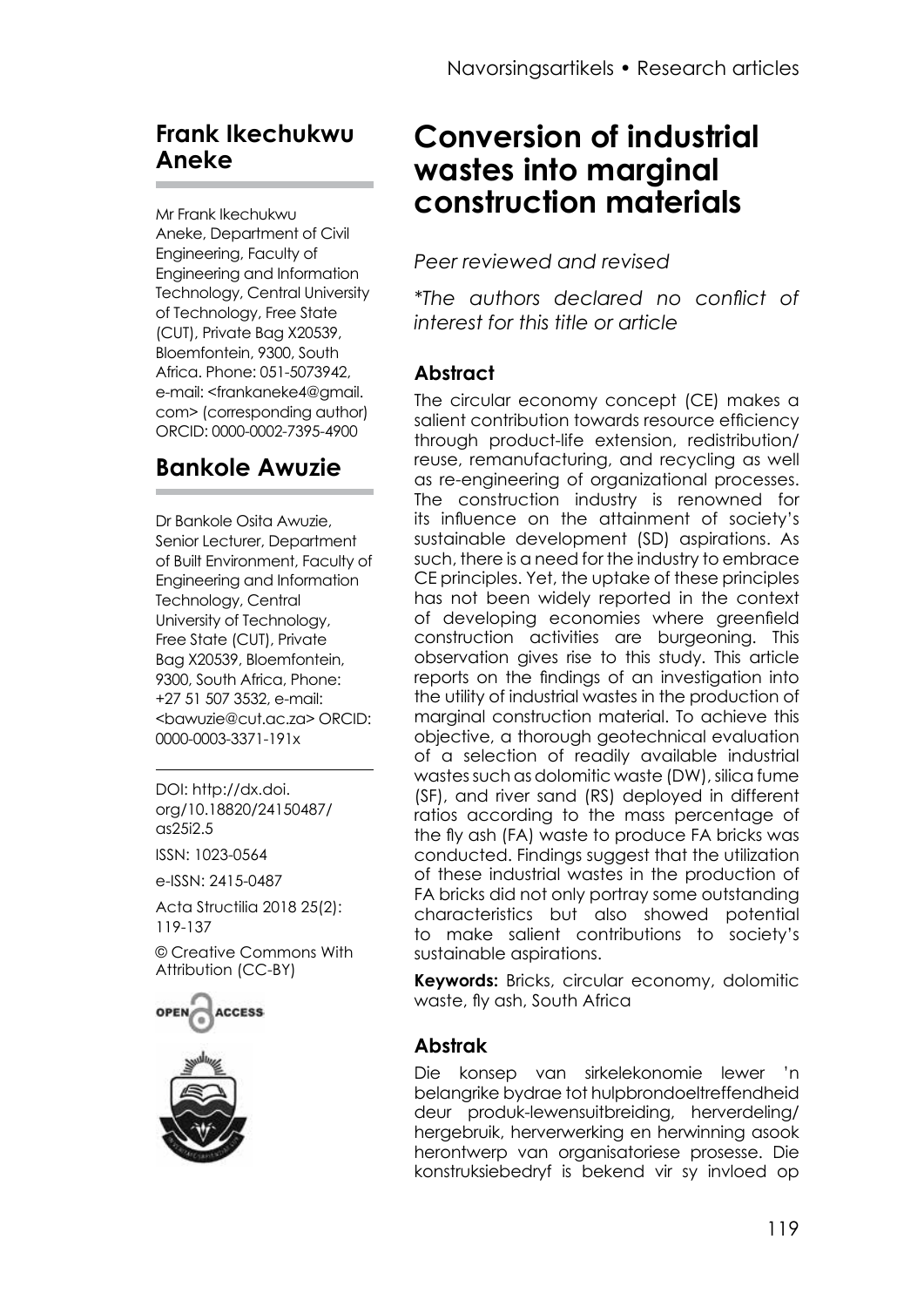# Conversion of industrial wastes into marginal construction materials

*Peer reviewed and revised*

*\*The authors declared no conflict of interest for this title or article*

## Frank Ikechukwu Aneke

Mr Frank Ikechukwu Aneke, Department of Civil Engineering, Faculty of Engineering and Information Technology, Central University of Technology, Free State (CUT), Private Bag X20539, Bloemfontein, 9300, South Africa. Phone: 051-5073942, e-mail: <frankaneke4@gmail.com> (corresponding author) ORCID: 0000-0002-7395-4900

## Bankole Awuzie

Dr Bankole Osita Awuzie, Senior Lecturer, Department of Built Environment, Faculty of Engineering and Information Technology, Central University of Technology, Free State (CUT), Private Bag X20539, Bloemfontein, 9300, South Africa, Phone: +27 51 507 3532, e-mail: <bawuzie@cut.ac.za> ORCID: 0000-0003-3371-191x

DOI: http://dx.doi.org/10.18820/24150487/as25i2.5

ISSN: 1023-0564

e-ISSN: 2415-0487

Acta Structilia 2018 25(2): 119-137

© Creative Commons With Attribution (CC-BY)

### Abstract

The circular economy concept (CE) makes a salient contribution towards resource efficiency through product-life extension, redistribution/reuse, remanufacturing, and recycling as well as re-engineering of organizational processes. The construction industry is renowned for its influence on the attainment of society's sustainable development (SD) aspirations. As such, there is a need for the industry to embrace CE principles. Yet, the uptake of these principles has not been widely reported in the context of developing economies where greenfield construction activities are burgeoning. This observation gives rise to this study. This article reports on the findings of an investigation into the utility of industrial wastes in the production of marginal construction material. To achieve this objective, a thorough geotechnical evaluation of a selection of readily available industrial wastes such as dolomitic waste (DW), silica fume (SF), and river sand (RS) deployed in different ratios according to the mass percentage of the fly ash (FA) waste to produce FA bricks was conducted. Findings suggest that the utilization of these industrial wastes in the production of FA bricks did not only portray some outstanding characteristics but also showed potential to make salient contributions to society's sustainable aspirations.

**Keywords:** Bricks, circular economy, dolomitic waste, fly ash, South Africa

### Abstrak

Die konsep van sirkelekonomie lewer 'n belangrike bydrae tot hulpbrondoeltreffendheid deur produk-lewensuitbreiding, herverdeling/hergebruik, herverwerking en herwinning asook herontwerp van organisatoriese prosesse. Die konstruksiebedryf is bekend vir sy invloed op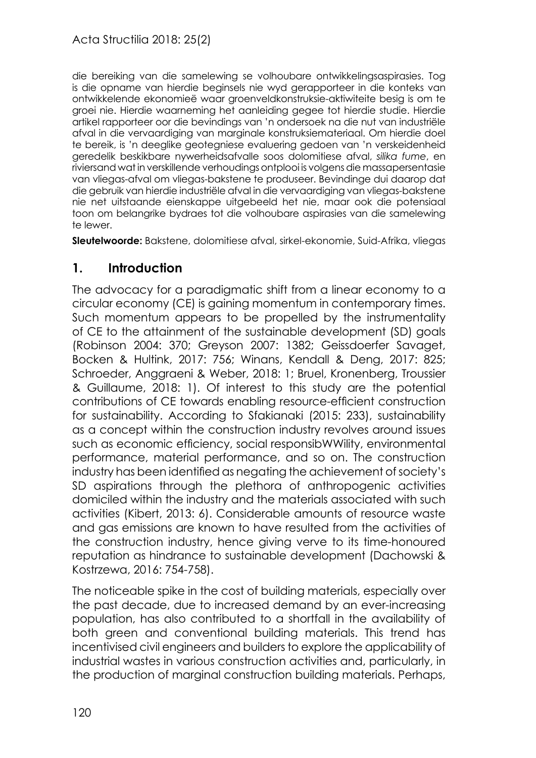die bereiking van die samelewing se volhoubare ontwikkelingsaspirasies. Tog is die opname van hierdie beginsels nie wyd gerapporteer in die konteks van ontwikkelende ekonomieë waar groenveldkonstruksie-aktiwiteite besig is om te groei nie. Hierdie waarneming het aanleiding gegee tot hierdie studie. Hierdie artikel rapporteer oor die bevindings van 'n ondersoek na die nut van industriële afval in die vervaardiging van marginale konstruksiemateriaal. Om hierdie doel te bereik, is 'n deeglike geotegniese evaluering gedoen van 'n verskeidenheid geredelik beskikbare nywerheidsafvalle soos dolomitiese afval, *silika fume*, en riviersand wat in verskillende verhoudings ontplooi is volgens die massapersentasie van vliegas-afval om vliegas-bakstene te produseer. Bevindinge dui daarop dat die gebruik van hierdie industriële afval in die vervaardiging van vliegas-bakstene nie net uitstaande eienskappe uitgebeeld het nie, maar ook die potensiaal toon om belangrike bydraes tot die volhoubare aspirasies van die samelewing te lewer.

**Sleutelwoorde:** Bakstene, dolomitiese afval, sirkel-ekonomie, Suid-Afrika, vliegas

## 1. Introduction

The advocacy for a paradigmatic shift from a linear economy to a circular economy (CE) is gaining momentum in contemporary times. Such momentum appears to be propelled by the instrumentality of CE to the attainment of the sustainable development (SD) goals (Robinson 2004: 370; Greyson 2007: 1382; Geissdoerfer Savaget, Bocken & Hultink, 2017: 756; Winans, Kendall & Deng, 2017: 825; Schroeder, Anggraeni & Weber, 2018: 1; Bruel, Kronenberg, Troussier & Guillaume, 2018: 1). Of interest to this study are the potential contributions of CE towards enabling resource-efficient construction for sustainability. According to Sfakianaki (2015: 233), sustainability as a concept within the construction industry revolves around issues such as economic efficiency, social responsibWWility, environmental performance, material performance, and so on. The construction industry has been identified as negating the achievement of society's SD aspirations through the plethora of anthropogenic activities domiciled within the industry and the materials associated with such activities (Kibert, 2013: 6). Considerable amounts of resource waste and gas emissions are known to have resulted from the activities of the construction industry, hence giving verve to its time-honoured reputation as hindrance to sustainable development (Dachowski & Kostrzewa, 2016: 754-758).

The noticeable spike in the cost of building materials, especially over the past decade, due to increased demand by an ever-increasing population, has also contributed to a shortfall in the availability of both green and conventional building materials. This trend has incentivised civil engineers and builders to explore the applicability of industrial wastes in various construction activities and, particularly, in the production of marginal construction building materials. Perhaps,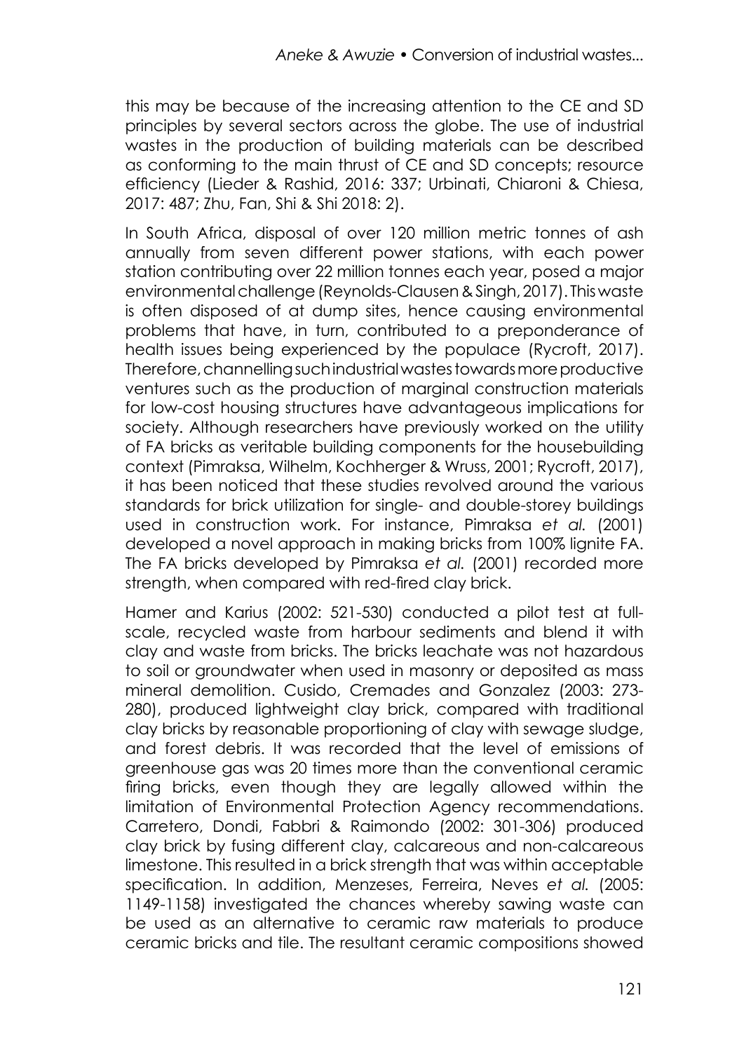this may be because of the increasing attention to the CE and SD principles by several sectors across the globe. The use of industrial wastes in the production of building materials can be described as conforming to the main thrust of CE and SD concepts; resource efficiency (Lieder & Rashid, 2016: 337; Urbinati, Chiaroni & Chiesa, 2017: 487; Zhu, Fan, Shi & Shi 2018: 2).

In South Africa, disposal of over 120 million metric tonnes of ash annually from seven different power stations, with each power station contributing over 22 million tonnes each year, posed a major environmental challenge (Reynolds-Clausen & Singh, 2017). This waste is often disposed of at dump sites, hence causing environmental problems that have, in turn, contributed to a preponderance of health issues being experienced by the populace (Rycroft, 2017). Therefore, channelling such industrial wastes towards more productive ventures such as the production of marginal construction materials for low-cost housing structures have advantageous implications for society. Although researchers have previously worked on the utility of FA bricks as veritable building components for the housebuilding context (Pimraksa, Wilhelm, Kochherger & Wruss, 2001; Rycroft, 2017), it has been noticed that these studies revolved around the various standards for brick utilization for single- and double-storey buildings used in construction work. For instance, Pimraksa *et al.* (2001) developed a novel approach in making bricks from 100% lignite FA. The FA bricks developed by Pimraksa *et al.* (2001) recorded more strength, when compared with red-fired clay brick.

Hamer and Karius (2002: 521-530) conducted a pilot test at full-scale, recycled waste from harbour sediments and blend it with clay and waste from bricks. The bricks leachate was not hazardous to soil or groundwater when used in masonry or deposited as mass mineral demolition. Cusido, Cremades and Gonzalez (2003: 273-280), produced lightweight clay brick, compared with traditional clay bricks by reasonable proportioning of clay with sewage sludge, and forest debris. It was recorded that the level of emissions of greenhouse gas was 20 times more than the conventional ceramic firing bricks, even though they are legally allowed within the limitation of Environmental Protection Agency recommendations. Carretero, Dondi, Fabbri & Raimondo (2002: 301-306) produced clay brick by fusing different clay, calcareous and non-calcareous limestone. This resulted in a brick strength that was within acceptable specification. In addition, Menzeses, Ferreira, Neves *et al.* (2005: 1149-1158) investigated the chances whereby sawing waste can be used as an alternative to ceramic raw materials to produce ceramic bricks and tile. The resultant ceramic compositions showed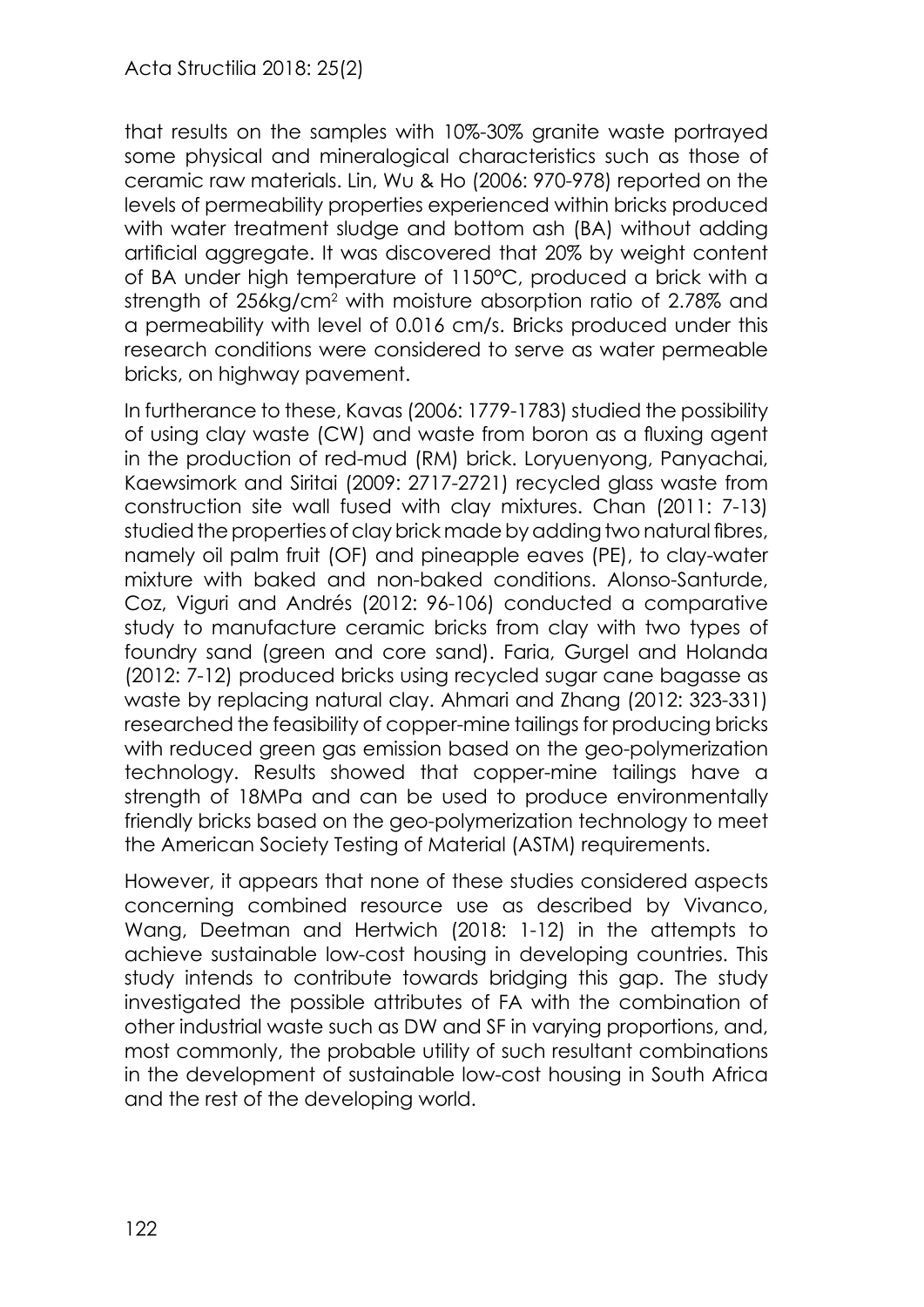that results on the samples with 10%-30% granite waste portrayed some physical and mineralogical characteristics such as those of ceramic raw materials. Lin, Wu & Ho (2006: 970-978) reported on the levels of permeability properties experienced within bricks produced with water treatment sludge and bottom ash (BA) without adding artificial aggregate. It was discovered that 20% by weight content of BA under high temperature of 1150°C, produced a brick with a strength of 256kg/cm$^2$ with moisture absorption ratio of 2.78% and a permeability with level of 0.016 cm/s. Bricks produced under this research conditions were considered to serve as water permeable bricks, on highway pavement.

In furtherance to these, Kavas (2006: 1779-1783) studied the possibility of using clay waste (CW) and waste from boron as a fluxing agent in the production of red-mud (RM) brick. Loryuenyong, Panyachai, Kaewsimork and Siritai (2009: 2717-2721) recycled glass waste from construction site wall fused with clay mixtures. Chan (2011: 7-13) studied the properties of clay brick made by adding two natural fibres, namely oil palm fruit (OF) and pineapple eaves (PE), to clay-water mixture with baked and non-baked conditions. Alonso-Santurde, Coz, Viguri and Andrés (2012: 96-106) conducted a comparative study to manufacture ceramic bricks from clay with two types of foundry sand (green and core sand). Faria, Gurgel and Holanda (2012: 7-12) produced bricks using recycled sugar cane bagasse as waste by replacing natural clay. Ahmari and Zhang (2012: 323-331) researched the feasibility of copper-mine tailings for producing bricks with reduced green gas emission based on the geo-polymerization technology. Results showed that copper-mine tailings have a strength of 18MPa and can be used to produce environmentally friendly bricks based on the geo-polymerization technology to meet the American Society Testing of Material (ASTM) requirements.

However, it appears that none of these studies considered aspects concerning combined resource use as described by Vivanco, Wang, Deetman and Hertwich (2018: 1-12) in the attempts to achieve sustainable low-cost housing in developing countries. This study intends to contribute towards bridging this gap. The study investigated the possible attributes of FA with the combination of other industrial waste such as DW and SF in varying proportions, and, most commonly, the probable utility of such resultant combinations in the development of sustainable low-cost housing in South Africa and the rest of the developing world.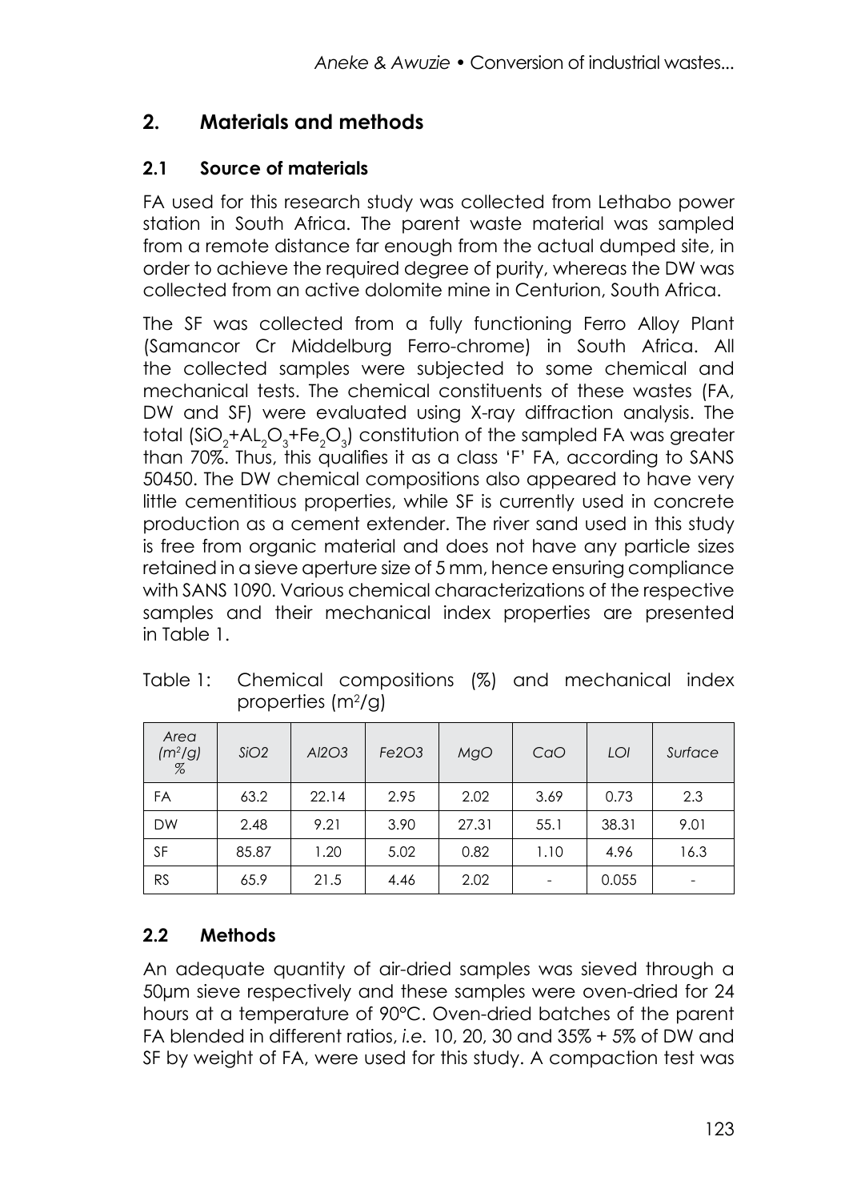## 2. Materials and methods

### 2.1 Source of materials

FA used for this research study was collected from Lethabo power station in South Africa. The parent waste material was sampled from a remote distance far enough from the actual dumped site, in order to achieve the required degree of purity, whereas the DW was collected from an active dolomite mine in Centurion, South Africa.

The SF was collected from a fully functioning Ferro Alloy Plant (Samancor Cr Middelburg Ferro-chrome) in South Africa. All the collected samples were subjected to some chemical and mechanical tests. The chemical constituents of these wastes (FA, DW and SF) were evaluated using X-ray diffraction analysis. The total ($SiO_2$+$AL_2O_3$+$Fe_2O_3$) constitution of the sampled FA was greater than 70%. Thus, this qualifies it as a class 'F' FA, according to SANS 50450. The DW chemical compositions also appeared to have very little cementitious properties, while SF is currently used in concrete production as a cement extender. The river sand used in this study is free from organic material and does not have any particle sizes retained in a sieve aperture size of 5 mm, hence ensuring compliance with SANS 1090. Various chemical characterizations of the respective samples and their mechanical index properties are presented in Table 1.

Table 1: Chemical compositions (%) and mechanical index properties ($m^2/g$)

| *Area ($m^2/g$) %* | *SiO2* | *Al2O3* | *Fe2O3* | *MgO* | *CaO* | *LOI* | *Surface* |
|---|---|---|---|---|---|---|---|
| FA | 63.2 | 22.14 | 2.95 | 2.02 | 3.69 | 0.73 | 2.3 |
| DW | 2.48 | 9.21 | 3.90 | 27.31 | 55.1 | 38.31 | 9.01 |
| SF | 85.87 | 1.20 | 5.02 | 0.82 | 1.10 | 4.96 | 16.3 |
| RS | 65.9 | 21.5 | 4.46 | 2.02 | - | 0.055 | - |

### 2.2 Methods

An adequate quantity of air-dried samples was sieved through a 50μm sieve respectively and these samples were oven-dried for 24 hours at a temperature of 90°C. Oven-dried batches of the parent FA blended in different ratios, *i.e.* 10, 20, 30 and 35% + 5% of DW and SF by weight of FA, were used for this study. A compaction test was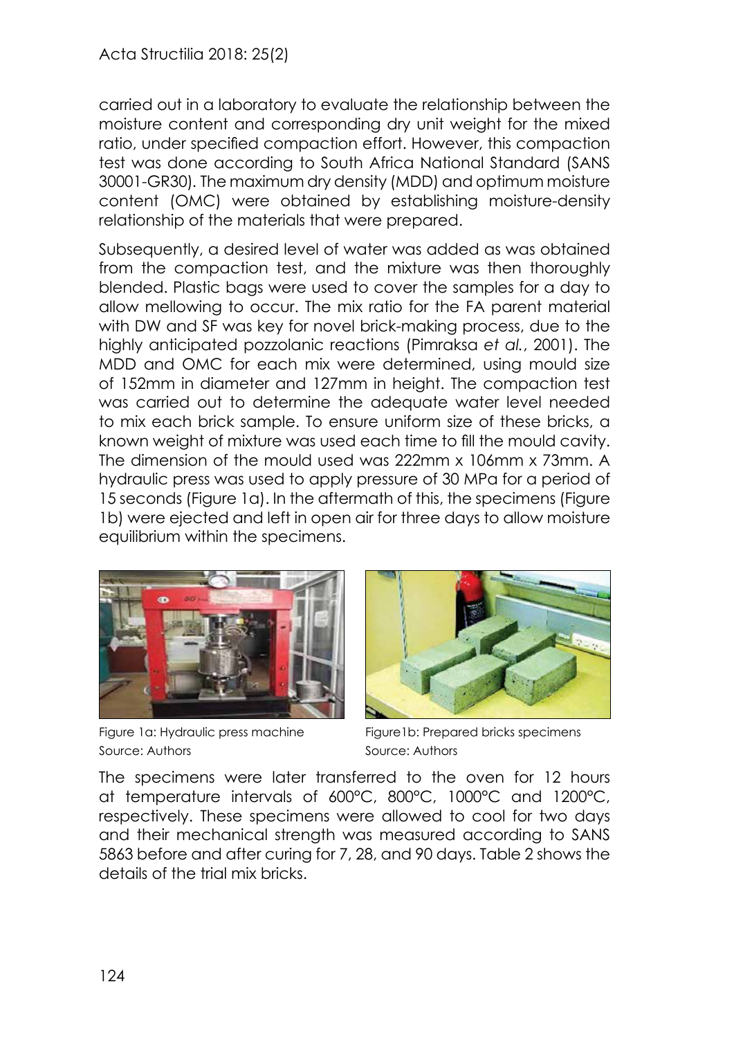carried out in a laboratory to evaluate the relationship between the moisture content and corresponding dry unit weight for the mixed ratio, under specified compaction effort. However, this compaction test was done according to South Africa National Standard (SANS 30001-GR30). The maximum dry density (MDD) and optimum moisture content (OMC) were obtained by establishing moisture-density relationship of the materials that were prepared.

Subsequently, a desired level of water was added as was obtained from the compaction test, and the mixture was then thoroughly blended. Plastic bags were used to cover the samples for a day to allow mellowing to occur. The mix ratio for the FA parent material with DW and SF was key for novel brick-making process, due to the highly anticipated pozzolanic reactions (Pimraksa *et al.*, 2001). The MDD and OMC for each mix were determined, using mould size of 152mm in diameter and 127mm in height. The compaction test was carried out to determine the adequate water level needed to mix each brick sample. To ensure uniform size of these bricks, a known weight of mixture was used each time to fill the mould cavity. The dimension of the mould used was 222mm x 106mm x 73mm. A hydraulic press was used to apply pressure of 30 MPa for a period of 15 seconds (Figure 1a). In the aftermath of this, the specimens (Figure 1b) were ejected and left in open air for three days to allow moisture equilibrium within the specimens.

Figure 1a: Hydraulic press machine
Source: Authors

Figure1b: Prepared bricks specimens
Source: Authors

The specimens were later transferred to the oven for 12 hours at temperature intervals of 600°C, 800°C, 1000°C and 1200°C, respectively. These specimens were allowed to cool for two days and their mechanical strength was measured according to SANS 5863 before and after curing for 7, 28, and 90 days. Table 2 shows the details of the trial mix bricks.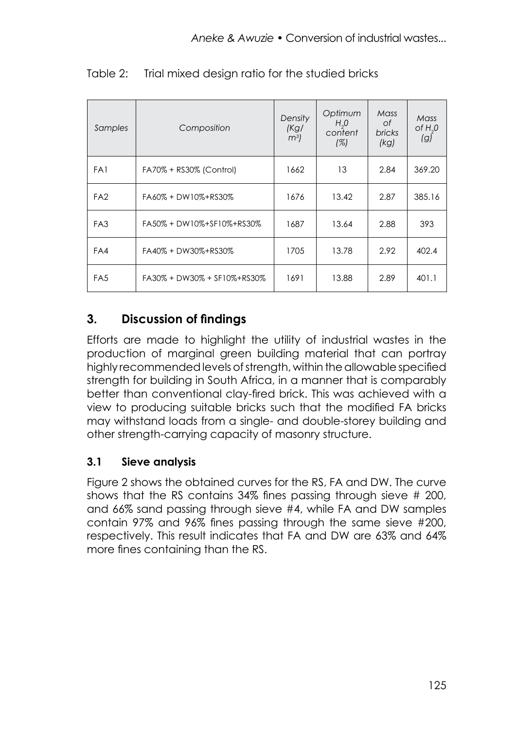Table 2: Trial mixed design ratio for the studied bricks

| *Samples* | *Composition* | *Density (Kg/ $m^3$)* | *Optimum $H_2O$ content (%)* | *Mass of bricks (kg)* | *Mass of $H_2O$ (g)* |
|---|---|---|---|---|---|
| FA1 | FA70% + RS30% (Control) | 1662 | 13 | 2.84 | 369.20 |
| FA2 | FA60% + DW10%+RS30% | 1676 | 13.42 | 2.87 | 385.16 |
| FA3 | FA50% + DW10%+SF10%+RS30% | 1687 | 13.64 | 2.88 | 393 |
| FA4 | FA40% + DW30%+RS30% | 1705 | 13.78 | 2.92 | 402.4 |
| FA5 | FA30% + DW30% + SF10%+RS30% | 1691 | 13.88 | 2.89 | 401.1 |

## 3. Discussion of findings

Efforts are made to highlight the utility of industrial wastes in the production of marginal green building material that can portray highly recommended levels of strength, within the allowable specified strength for building in South Africa, in a manner that is comparably better than conventional clay-fired brick. This was achieved with a view to producing suitable bricks such that the modified FA bricks may withstand loads from a single- and double-storey building and other strength-carrying capacity of masonry structure.

### 3.1 Sieve analysis

Figure 2 shows the obtained curves for the RS, FA and DW. The curve shows that the RS contains 34% fines passing through sieve # 200, and 66% sand passing through sieve #4, while FA and DW samples contain 97% and 96% fines passing through the same sieve #200, respectively. This result indicates that FA and DW are 63% and 64% more fines containing than the RS.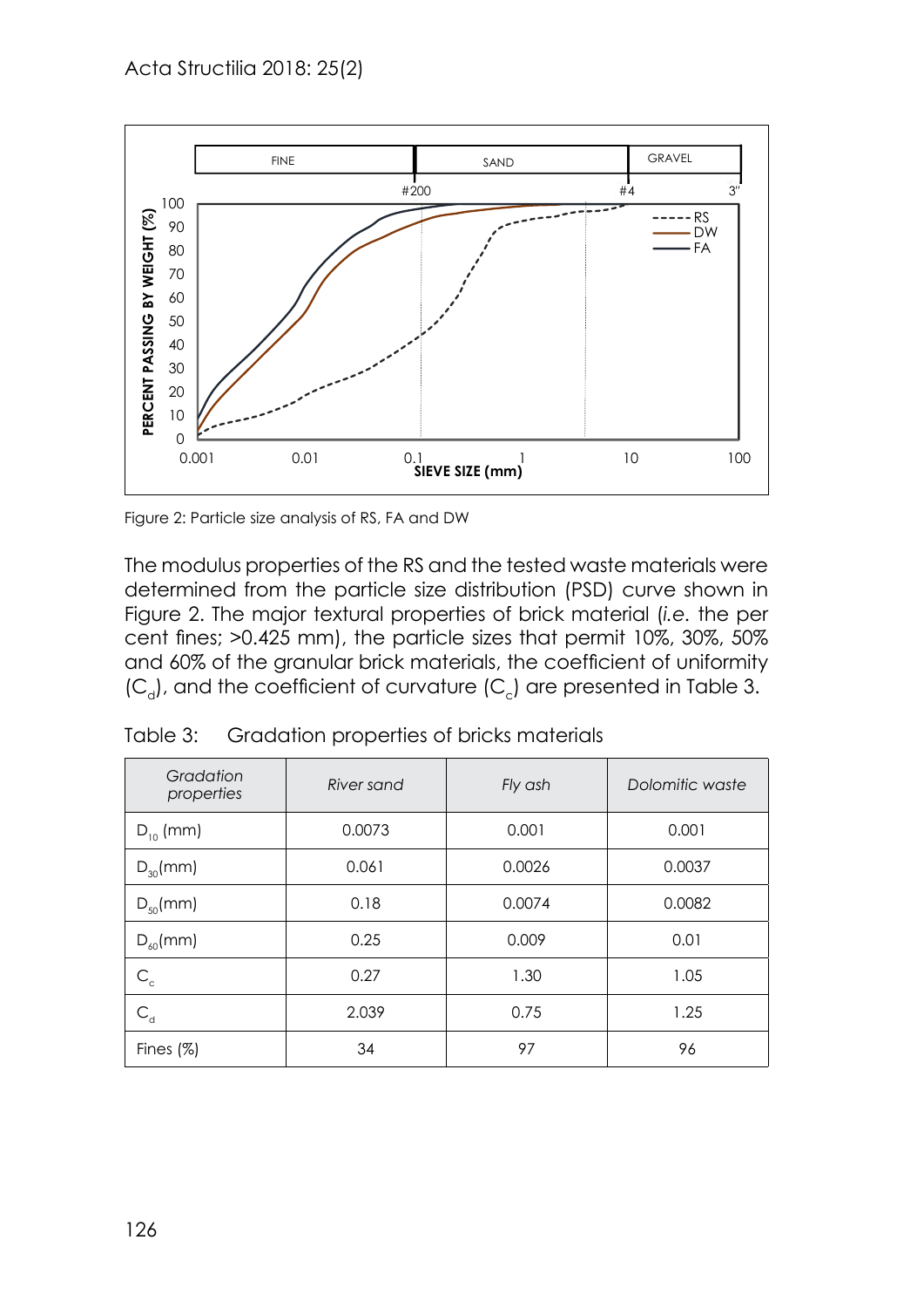Figure 2: Particle size analysis of RS, FA and DW

The modulus properties of the RS and the tested waste materials were determined from the particle size distribution (PSD) curve shown in Figure 2. The major textural properties of brick material (*i.e.* the per cent fines; >0.425 mm), the particle sizes that permit 10%, 30%, 50% and 60% of the granular brick materials, the coefficient of uniformity ($C_d$), and the coefficient of curvature ($C_c$) are presented in Table 3.

Table 3: Gradation properties of bricks materials

| *Gradation properties* | *River sand* | *Fly ash* | *Dolomitic waste* |
|---|---|---|---|
| $D_{10}$ (mm) | 0.0073 | 0.001 | 0.001 |
| $D_{30}$(mm) | 0.061 | 0.0026 | 0.0037 |
| $D_{50}$(mm) | 0.18 | 0.0074 | 0.0082 |
| $D_{60}$(mm) | 0.25 | 0.009 | 0.01 |
| $C_c$ | 0.27 | 1.30 | 1.05 |
| $C_d$ | 2.039 | 0.75 | 1.25 |
| Fines (%) | 34 | 97 | 96 |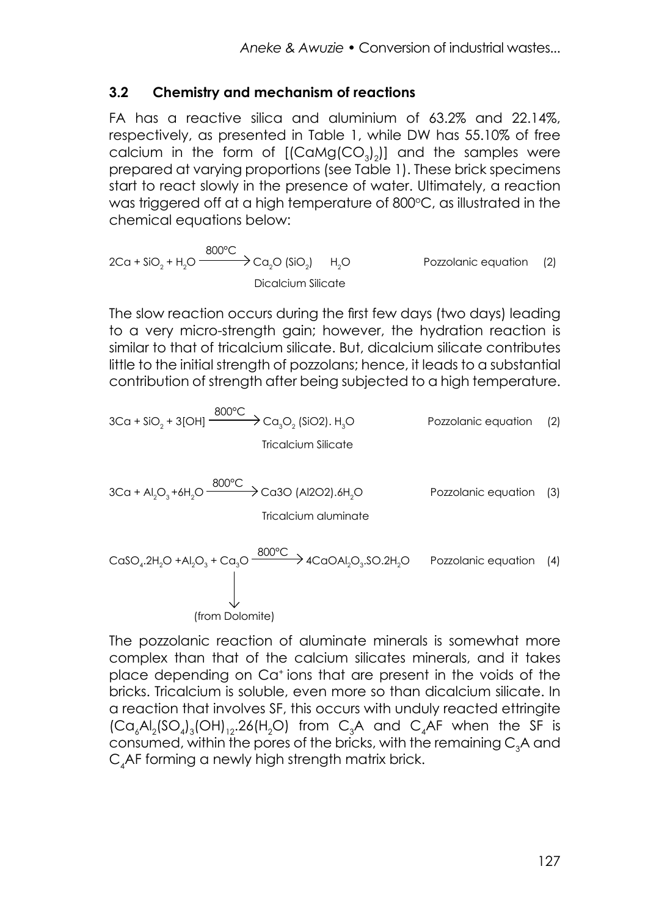### 3.2 Chemistry and mechanism of reactions

FA has a reactive silica and aluminium of 63.2% and 22.14%, respectively, as presented in Table 1, while DW has 55.10% of free calcium in the form of $[(CaMg(CO_3)_2)]$ and the samples were prepared at varying proportions (see Table 1). These brick specimens start to react slowly in the presence of water. Ultimately, a reaction was triggered off at a high temperature of 800°C, as illustrated in the chemical equations below:

$$2Ca + SiO_2 + H_2O \xrightarrow{800°C} Ca_2O\,(SiO_2)\quad H_2O \qquad \text{Pozzolanic equation} \quad (2)$$

Dicalcium Silicate

The slow reaction occurs during the first few days (two days) leading to a very micro-strength gain; however, the hydration reaction is similar to that of tricalcium silicate. But, dicalcium silicate contributes little to the initial strength of pozzolans; hence, it leads to a substantial contribution of strength after being subjected to a high temperature.

$$3Ca + SiO_2 + 3[OH] \xrightarrow{800°C} Ca_3O_2\,(SiO2).\,H_3O \qquad \text{Pozzolanic equation} \quad (2)$$

Tricalcium Silicate

$$3Ca + Al_2O_3 + 6H_2O \xrightarrow{800°C} Ca3O\,(Al2O2).6H_2O \qquad \text{Pozzolanic equation} \quad (3)$$

Tricalcium aluminate

$$CaSO_4.2H_2O + Al_2O_3 + Ca_3O \xrightarrow{800°C} 4CaOAl_2O_3.SO.2H_2O \qquad \text{Pozzolanic equation} \quad (4)$$

(from Dolomite)

The pozzolanic reaction of aluminate minerals is somewhat more complex than that of the calcium silicates minerals, and it takes place depending on $Ca^+$ ions that are present in the voids of the bricks. Tricalcium is soluble, even more so than dicalcium silicate. In a reaction that involves SF, this occurs with unduly reacted ettringite $(Ca_6Al_2(SO_4)_3(OH)_{12}.26(H_2O)$ from $C_3A$ and $C_4AF$ when the SF is consumed, within the pores of the bricks, with the remaining $C_3A$ and $C_4AF$ forming a newly high strength matrix brick.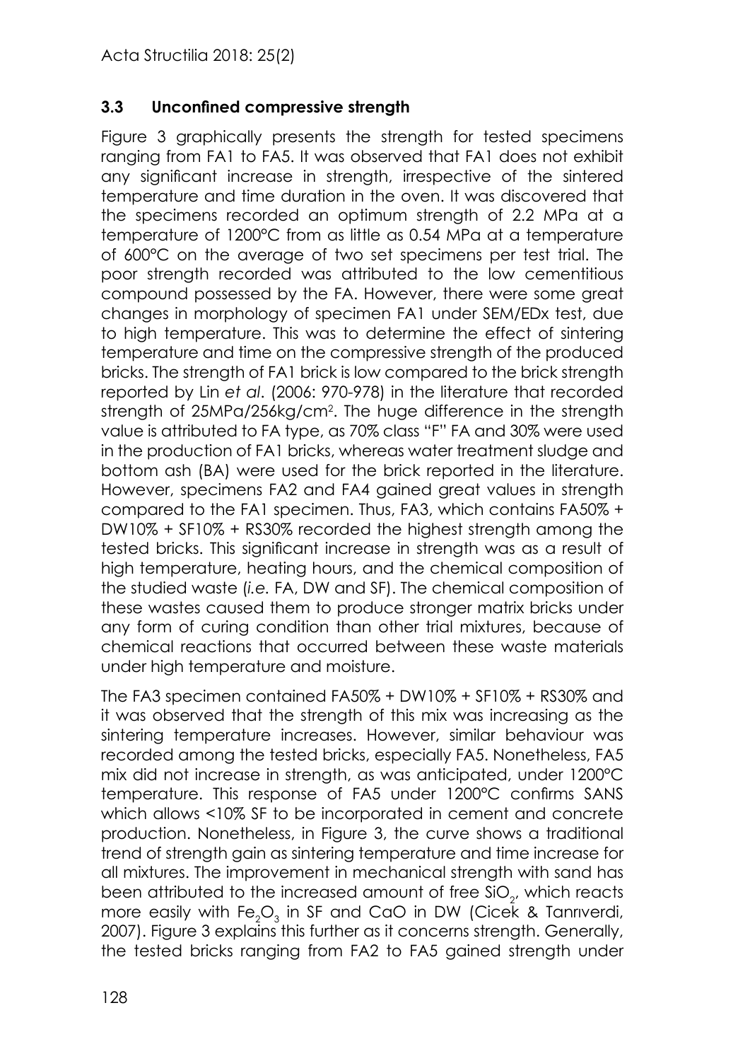### 3.3 Unconfined compressive strength

Figure 3 graphically presents the strength for tested specimens ranging from FA1 to FA5. It was observed that FA1 does not exhibit any significant increase in strength, irrespective of the sintered temperature and time duration in the oven. It was discovered that the specimens recorded an optimum strength of 2.2 MPa at a temperature of 1200°C from as little as 0.54 MPa at a temperature of 600°C on the average of two set specimens per test trial. The poor strength recorded was attributed to the low cementitious compound possessed by the FA. However, there were some great changes in morphology of specimen FA1 under SEM/EDx test, due to high temperature. This was to determine the effect of sintering temperature and time on the compressive strength of the produced bricks. The strength of FA1 brick is low compared to the brick strength reported by Lin *et al*. (2006: 970-978) in the literature that recorded strength of 25MPa/256kg/cm[2]. The huge difference in the strength value is attributed to FA type, as 70% class "F" FA and 30% were used in the production of FA1 bricks, whereas water treatment sludge and bottom ash (BA) were used for the brick reported in the literature. However, specimens FA2 and FA4 gained great values in strength compared to the FA1 specimen. Thus, FA3, which contains FA50% + DW10% + SF10% + RS30% recorded the highest strength among the tested bricks. This significant increase in strength was as a result of high temperature, heating hours, and the chemical composition of the studied waste (*i.e.* FA, DW and SF). The chemical composition of these wastes caused them to produce stronger matrix bricks under any form of curing condition than other trial mixtures, because of chemical reactions that occurred between these waste materials under high temperature and moisture.

The FA3 specimen contained FA50% + DW10% + SF10% + RS30% and it was observed that the strength of this mix was increasing as the sintering temperature increases. However, similar behaviour was recorded among the tested bricks, especially FA5. Nonetheless, FA5 mix did not increase in strength, as was anticipated, under 1200°C temperature. This response of FA5 under 1200°C confirms SANS which allows <10% SF to be incorporated in cement and concrete production. Nonetheless, in Figure 3, the curve shows a traditional trend of strength gain as sintering temperature and time increase for all mixtures. The improvement in mechanical strength with sand has been attributed to the increased amount of free $SiO_2$, which reacts more easily with $Fe_2O_3$ in SF and CaO in DW (Cicek & Tanrıverdi, 2007). Figure 3 explains this further as it concerns strength. Generally, the tested bricks ranging from FA2 to FA5 gained strength under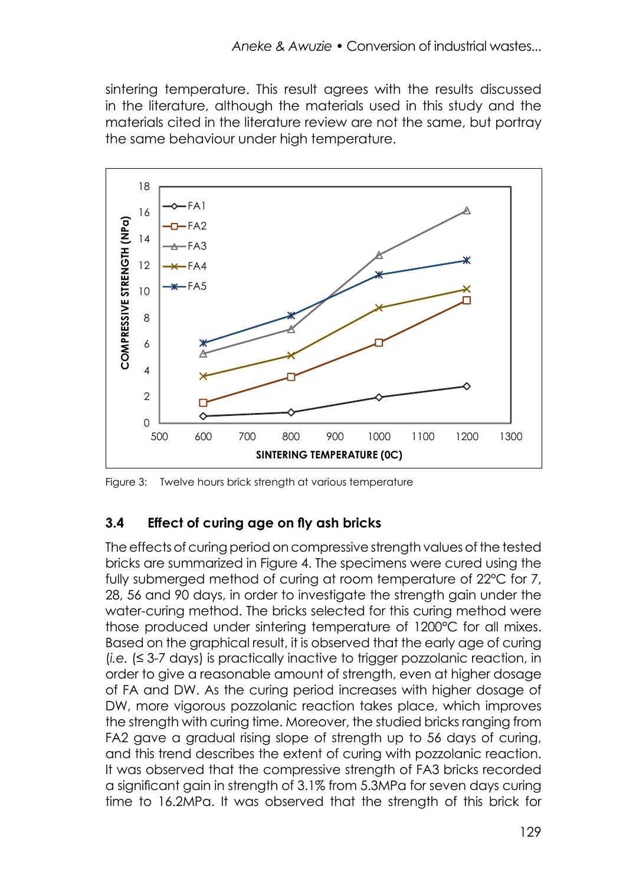sintering temperature. This result agrees with the results discussed in the literature, although the materials used in this study and the materials cited in the literature review are not the same, but portray the same behaviour under high temperature.

Figure 3: Twelve hours brick strength at various temperature

### 3.4 Effect of curing age on fly ash bricks

The effects of curing period on compressive strength values of the tested bricks are summarized in Figure 4. The specimens were cured using the fully submerged method of curing at room temperature of 22°C for 7, 28, 56 and 90 days, in order to investigate the strength gain under the water-curing method. The bricks selected for this curing method were those produced under sintering temperature of 1200°C for all mixes. Based on the graphical result, it is observed that the early age of curing (*i.e.* (≤ 3-7 days) is practically inactive to trigger pozzolanic reaction, in order to give a reasonable amount of strength, even at higher dosage of FA and DW. As the curing period increases with higher dosage of DW, more vigorous pozzolanic reaction takes place, which improves the strength with curing time. Moreover, the studied bricks ranging from FA2 gave a gradual rising slope of strength up to 56 days of curing, and this trend describes the extent of curing with pozzolanic reaction. It was observed that the compressive strength of FA3 bricks recorded a significant gain in strength of 3.1% from 5.3MPa for seven days curing time to 16.2MPa. It was observed that the strength of this brick for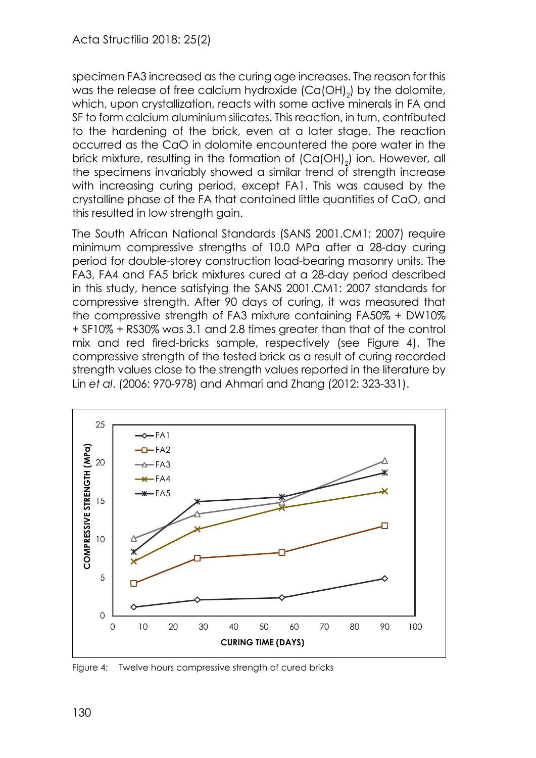specimen FA3 increased as the curing age increases. The reason for this was the release of free calcium hydroxide ($Ca(OH)_2$) by the dolomite, which, upon crystallization, reacts with some active minerals in FA and SF to form calcium aluminium silicates. This reaction, in turn, contributed to the hardening of the brick, even at a later stage. The reaction occurred as the CaO in dolomite encountered the pore water in the brick mixture, resulting in the formation of ($Ca(OH)_2$) ion. However, all the specimens invariably showed a similar trend of strength increase with increasing curing period, except FA1. This was caused by the crystalline phase of the FA that contained little quantities of CaO, and this resulted in low strength gain.

The South African National Standards (SANS 2001.CM1: 2007) require minimum compressive strengths of 10.0 MPa after a 28-day curing period for double-storey construction load-bearing masonry units. The FA3, FA4 and FA5 brick mixtures cured at a 28-day period described in this study, hence satisfying the SANS 2001.CM1: 2007 standards for compressive strength. After 90 days of curing, it was measured that the compressive strength of FA3 mixture containing FA50% + DW10% + SF10% + RS30% was 3.1 and 2.8 times greater than that of the control mix and red fired-bricks sample, respectively (see Figure 4). The compressive strength of the tested brick as a result of curing recorded strength values close to the strength values reported in the literature by Lin *et al*. (2006: 970-978) and Ahmari and Zhang (2012: 323-331).

Figure 4: Twelve hours compressive strength of cured bricks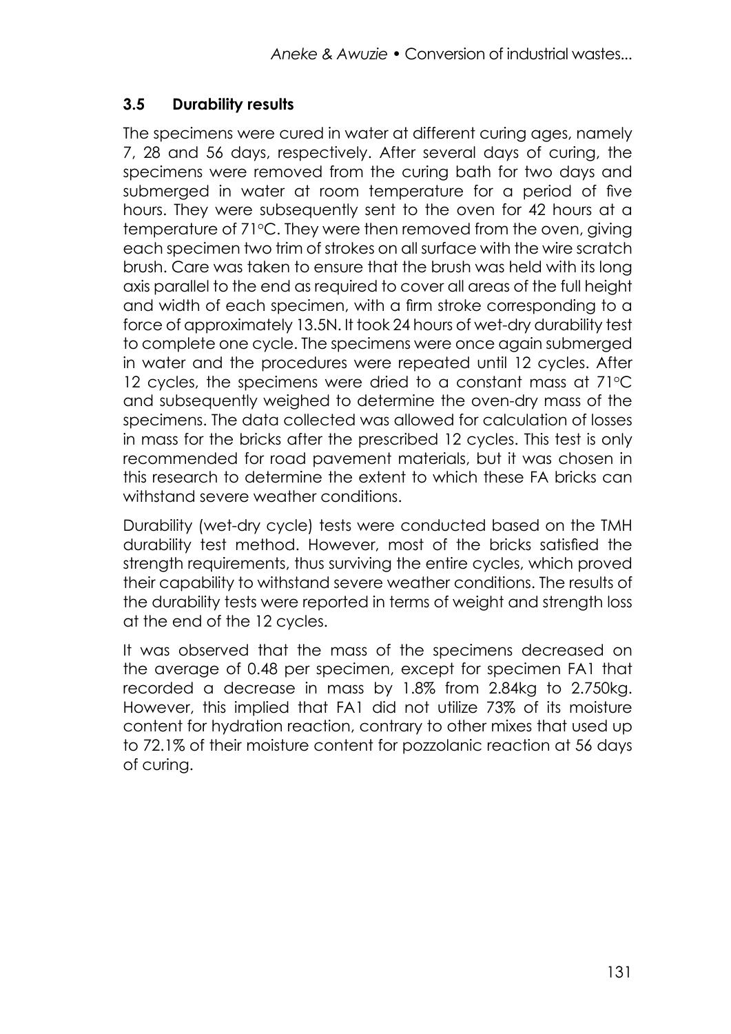### 3.5 Durability results

The specimens were cured in water at different curing ages, namely 7, 28 and 56 days, respectively. After several days of curing, the specimens were removed from the curing bath for two days and submerged in water at room temperature for a period of five hours. They were subsequently sent to the oven for 42 hours at a temperature of 71°C. They were then removed from the oven, giving each specimen two trim of strokes on all surface with the wire scratch brush. Care was taken to ensure that the brush was held with its long axis parallel to the end as required to cover all areas of the full height and width of each specimen, with a firm stroke corresponding to a force of approximately 13.5N. It took 24 hours of wet-dry durability test to complete one cycle. The specimens were once again submerged in water and the procedures were repeated until 12 cycles. After 12 cycles, the specimens were dried to a constant mass at 71°C and subsequently weighed to determine the oven-dry mass of the specimens. The data collected was allowed for calculation of losses in mass for the bricks after the prescribed 12 cycles. This test is only recommended for road pavement materials, but it was chosen in this research to determine the extent to which these FA bricks can withstand severe weather conditions.

Durability (wet-dry cycle) tests were conducted based on the TMH durability test method. However, most of the bricks satisfied the strength requirements, thus surviving the entire cycles, which proved their capability to withstand severe weather conditions. The results of the durability tests were reported in terms of weight and strength loss at the end of the 12 cycles.

It was observed that the mass of the specimens decreased on the average of 0.48 per specimen, except for specimen FA1 that recorded a decrease in mass by 1.8% from 2.84kg to 2.750kg. However, this implied that FA1 did not utilize 73% of its moisture content for hydration reaction, contrary to other mixes that used up to 72.1% of their moisture content for pozzolanic reaction at 56 days of curing.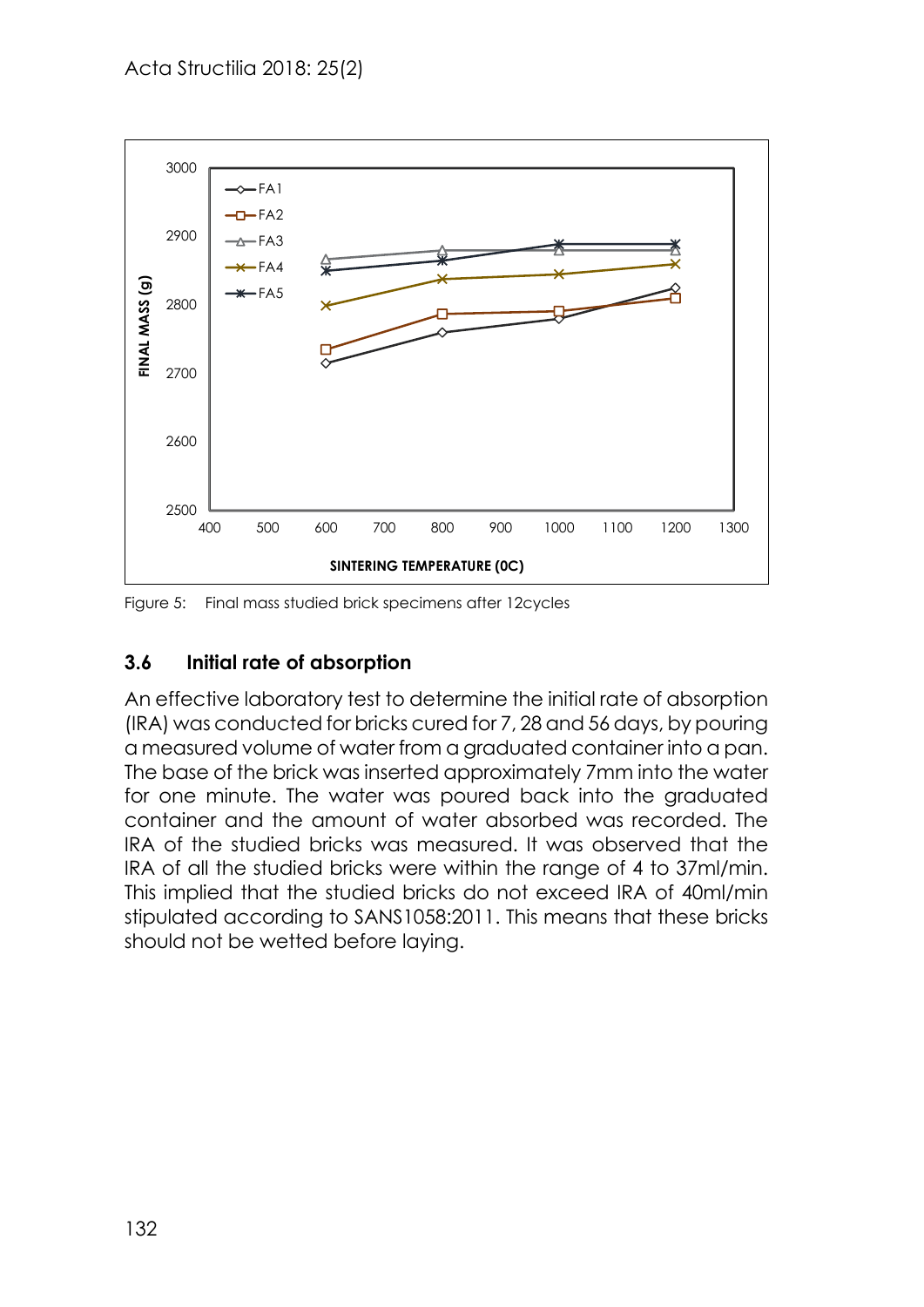Figure 5: Final mass studied brick specimens after 12cycles

### 3.6 Initial rate of absorption

An effective laboratory test to determine the initial rate of absorption (IRA) was conducted for bricks cured for 7, 28 and 56 days, by pouring a measured volume of water from a graduated container into a pan. The base of the brick was inserted approximately 7mm into the water for one minute. The water was poured back into the graduated container and the amount of water absorbed was recorded. The IRA of the studied bricks was measured. It was observed that the IRA of all the studied bricks were within the range of 4 to 37ml/min. This implied that the studied bricks do not exceed IRA of 40ml/min stipulated according to SANS1058:2011. This means that these bricks should not be wetted before laying.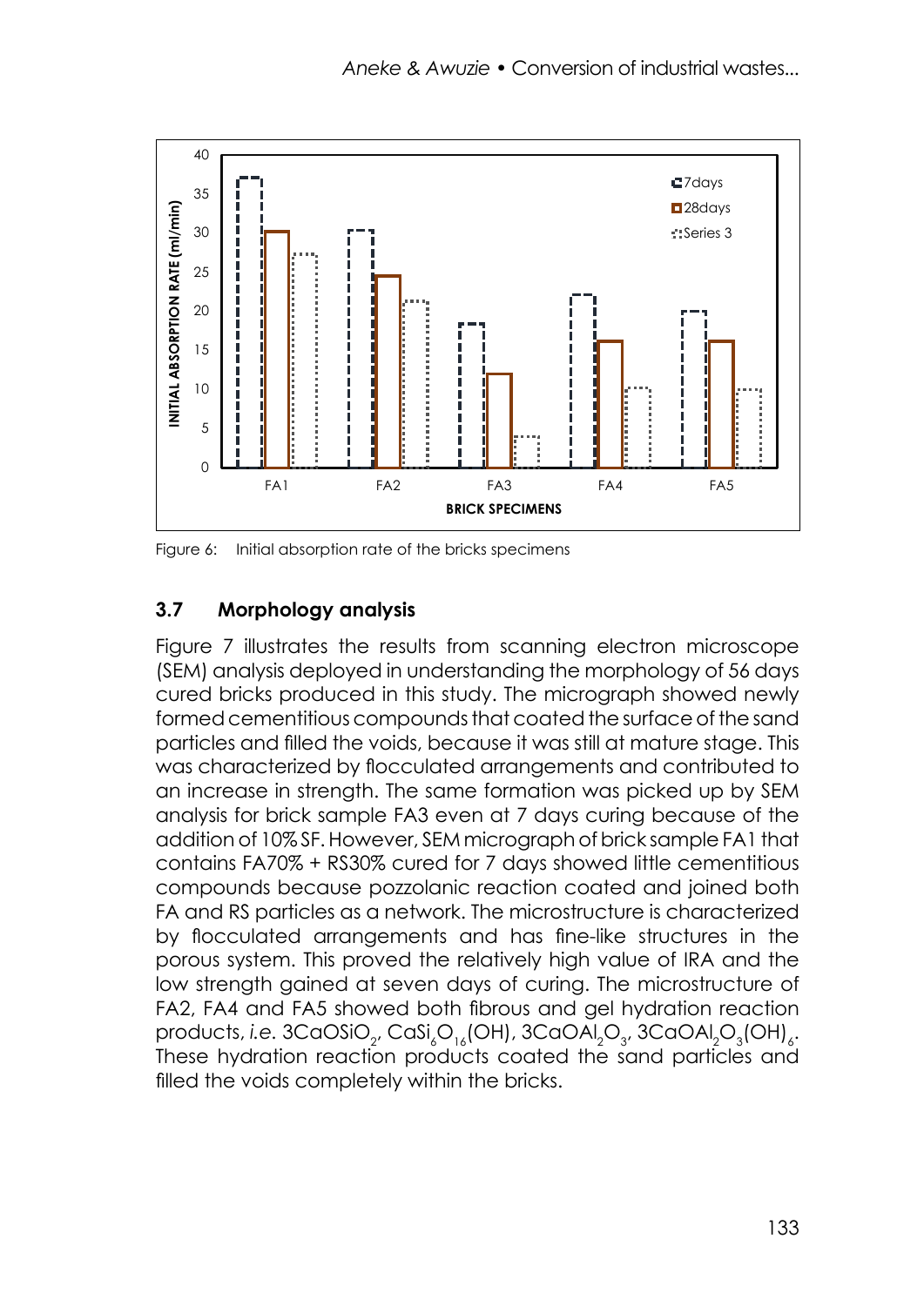Figure 6: Initial absorption rate of the bricks specimens

### 3.7 Morphology analysis

Figure 7 illustrates the results from scanning electron microscope (SEM) analysis deployed in understanding the morphology of 56 days cured bricks produced in this study. The micrograph showed newly formed cementitious compounds that coated the surface of the sand particles and filled the voids, because it was still at mature stage. This was characterized by flocculated arrangements and contributed to an increase in strength. The same formation was picked up by SEM analysis for brick sample FA3 even at 7 days curing because of the addition of 10% SF. However, SEM micrograph of brick sample FA1 that contains FA70% + RS30% cured for 7 days showed little cementitious compounds because pozzolanic reaction coated and joined both FA and RS particles as a network. The microstructure is characterized by flocculated arrangements and has fine-like structures in the porous system. This proved the relatively high value of IRA and the low strength gained at seven days of curing. The microstructure of FA2, FA4 and FA5 showed both fibrous and gel hydration reaction products, *i.e.* $3CaOSiO_2$, $CaSi_6O_{16}(OH)$, $3CaOAl_2O_3$, $3CaOAl_2O_3(OH)_6$. These hydration reaction products coated the sand particles and filled the voids completely within the bricks.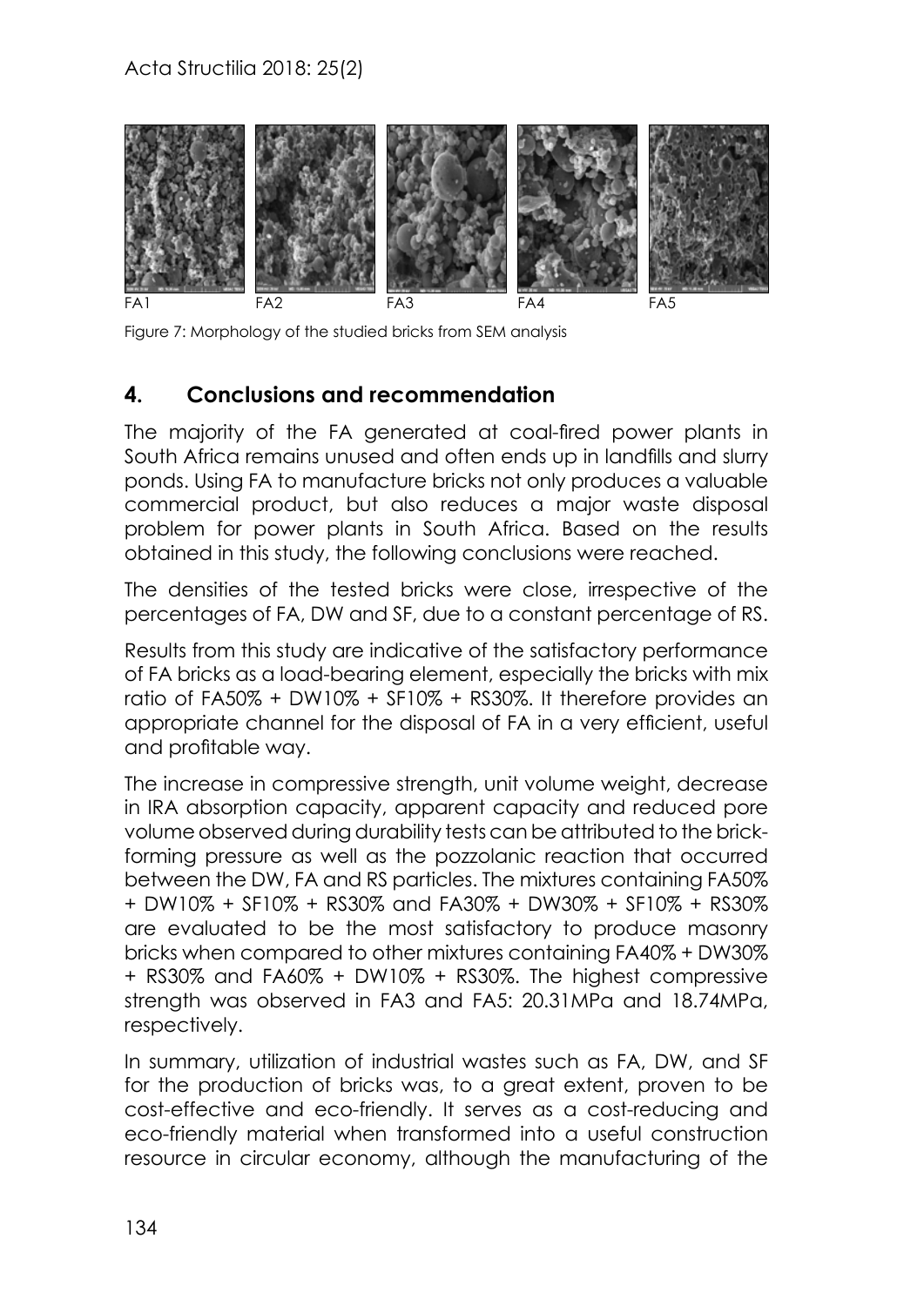FA1 FA2 FA3 FA4 FA5

Figure 7: Morphology of the studied bricks from SEM analysis

## 4. Conclusions and recommendation

The majority of the FA generated at coal-fired power plants in South Africa remains unused and often ends up in landfills and slurry ponds. Using FA to manufacture bricks not only produces a valuable commercial product, but also reduces a major waste disposal problem for power plants in South Africa. Based on the results obtained in this study, the following conclusions were reached.

The densities of the tested bricks were close, irrespective of the percentages of FA, DW and SF, due to a constant percentage of RS.

Results from this study are indicative of the satisfactory performance of FA bricks as a load-bearing element, especially the bricks with mix ratio of FA50% + DW10% + SF10% + RS30%. It therefore provides an appropriate channel for the disposal of FA in a very efficient, useful and profitable way.

The increase in compressive strength, unit volume weight, decrease in IRA absorption capacity, apparent capacity and reduced pore volume observed during durability tests can be attributed to the brick-forming pressure as well as the pozzolanic reaction that occurred between the DW, FA and RS particles. The mixtures containing FA50% + DW10% + SF10% + RS30% and FA30% + DW30% + SF10% + RS30% are evaluated to be the most satisfactory to produce masonry bricks when compared to other mixtures containing FA40% + DW30% + RS30% and FA60% + DW10% + RS30%. The highest compressive strength was observed in FA3 and FA5: 20.31MPa and 18.74MPa, respectively.

In summary, utilization of industrial wastes such as FA, DW, and SF for the production of bricks was, to a great extent, proven to be cost-effective and eco-friendly. It serves as a cost-reducing and eco-friendly material when transformed into a useful construction resource in circular economy, although the manufacturing of the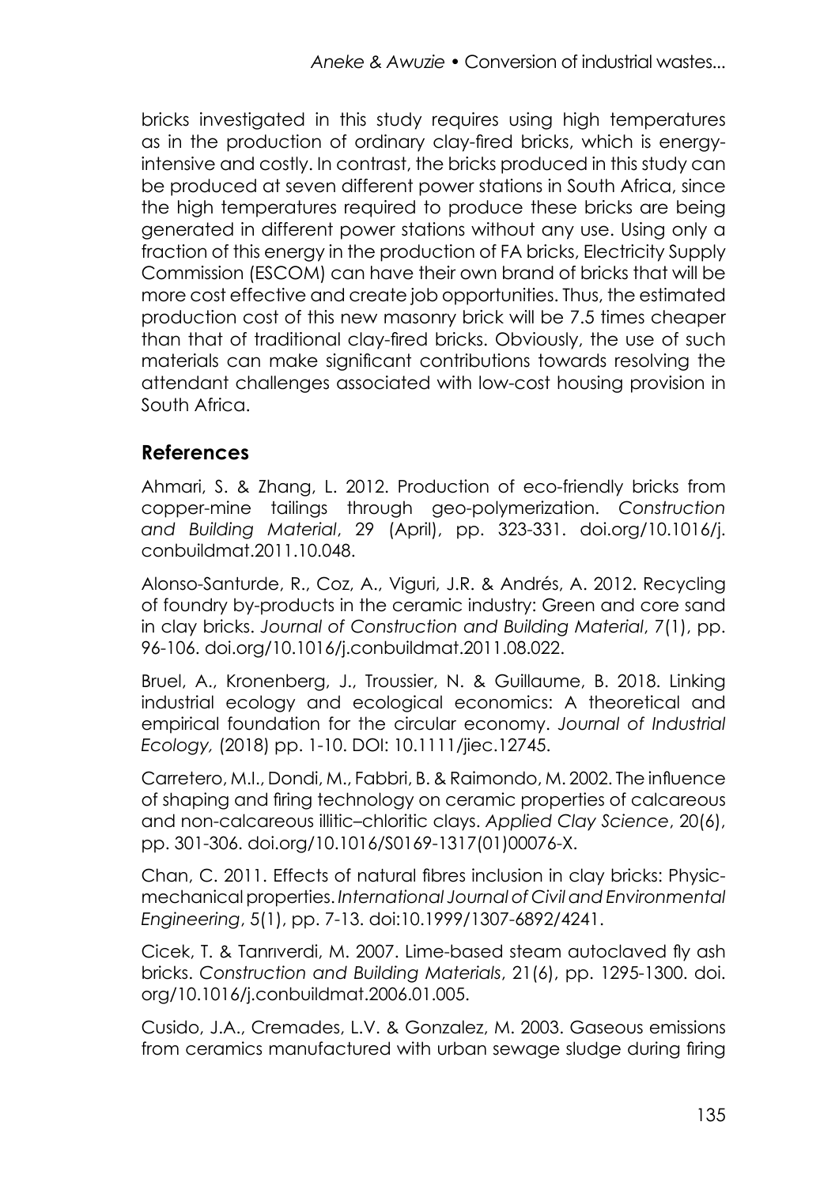bricks investigated in this study requires using high temperatures as in the production of ordinary clay-fired bricks, which is energy-intensive and costly. In contrast, the bricks produced in this study can be produced at seven different power stations in South Africa, since the high temperatures required to produce these bricks are being generated in different power stations without any use. Using only a fraction of this energy in the production of FA bricks, Electricity Supply Commission (ESCOM) can have their own brand of bricks that will be more cost effective and create job opportunities. Thus, the estimated production cost of this new masonry brick will be 7.5 times cheaper than that of traditional clay-fired bricks. Obviously, the use of such materials can make significant contributions towards resolving the attendant challenges associated with low-cost housing provision in South Africa.

## References

Ahmari, S. & Zhang, L. 2012. Production of eco-friendly bricks from copper-mine tailings through geo-polymerization. *Construction and Building Material*, 29 (April), pp. 323-331. doi.org/10.1016/j.conbuildmat.2011.10.048.

Alonso-Santurde, R., Coz, A., Viguri, J.R. & Andrés, A. 2012. Recycling of foundry by-products in the ceramic industry: Green and core sand in clay bricks. *Journal of Construction and Building Material*, 7(1), pp. 96-106. doi.org/10.1016/j.conbuildmat.2011.08.022.

Bruel, A., Kronenberg, J., Troussier, N. & Guillaume, B. 2018. Linking industrial ecology and ecological economics: A theoretical and empirical foundation for the circular economy. *Journal of Industrial Ecology,* (2018) pp. 1-10. DOI: 10.1111/jiec.12745.

Carretero, M.I., Dondi, M., Fabbri, B. & Raimondo, M. 2002. The influence of shaping and firing technology on ceramic properties of calcareous and non-calcareous illitic–chloritic clays. *Applied Clay Science*, 20(6), pp. 301-306. doi.org/10.1016/S0169-1317(01)00076-X.

Chan, C. 2011. Effects of natural fibres inclusion in clay bricks: Physic-mechanical properties. *International Journal of Civil and Environmental Engineering*, 5(1), pp. 7-13. doi:10.1999/1307-6892/4241.

Cicek, T. & Tanrıverdi, M. 2007. Lime-based steam autoclaved fly ash bricks. *Construction and Building Materials*, 21(6), pp. 1295-1300. doi.org/10.1016/j.conbuildmat.2006.01.005.

Cusido, J.A., Cremades, L.V. & Gonzalez, M. 2003. Gaseous emissions from ceramics manufactured with urban sewage sludge during firing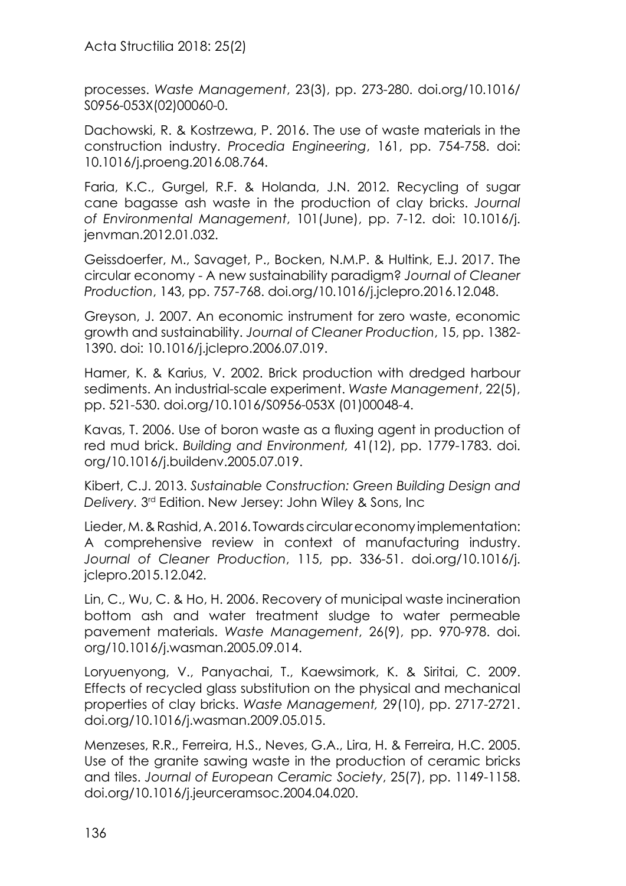processes. *Waste Management*, 23(3), pp. 273-280. doi.org/10.1016/S0956-053X(02)00060-0.

Dachowski, R. & Kostrzewa, P. 2016. The use of waste materials in the construction industry. *Procedia Engineering*, 161, pp. 754-758. doi: 10.1016/j.proeng.2016.08.764.

Faria, K.C., Gurgel, R.F. & Holanda, J.N. 2012. Recycling of sugar cane bagasse ash waste in the production of clay bricks. *Journal of Environmental Management*, 101(June), pp. 7-12. doi: 10.1016/j.jenvman.2012.01.032.

Geissdoerfer, M., Savaget, P., Bocken, N.M.P. & Hultink, E.J. 2017. The circular economy - A new sustainability paradigm? *Journal of Cleaner Production*, 143, pp. 757-768. doi.org/10.1016/j.jclepro.2016.12.048.

Greyson, J. 2007. An economic instrument for zero waste, economic growth and sustainability. *Journal of Cleaner Production*, 15, pp. 1382-1390. doi: 10.1016/j.jclepro.2006.07.019.

Hamer, K. & Karius, V. 2002. Brick production with dredged harbour sediments. An industrial-scale experiment. *Waste Management*, 22(5), pp. 521-530. doi.org/10.1016/S0956-053X (01)00048-4.

Kavas, T. 2006. Use of boron waste as a fluxing agent in production of red mud brick. *Building and Environment,* 41(12), pp. 1779-1783. doi.org/10.1016/j.buildenv.2005.07.019.

Kibert, C.J. 2013. *Sustainable Construction: Green Building Design and Delivery.* 3rd Edition. New Jersey: John Wiley & Sons, Inc

Lieder, M. & Rashid, A. 2016. Towards circular economy implementation: A comprehensive review in context of manufacturing industry. *Journal of Cleaner Production*, 115, pp. 336-51. doi.org/10.1016/j.jclepro.2015.12.042.

Lin, C., Wu, C. & Ho, H. 2006. Recovery of municipal waste incineration bottom ash and water treatment sludge to water permeable pavement materials. *Waste Management*, 26(9), pp. 970-978. doi.org/10.1016/j.wasman.2005.09.014.

Loryuenyong, V., Panyachai, T., Kaewsimork, K. & Siritai, C. 2009. Effects of recycled glass substitution on the physical and mechanical properties of clay bricks. *Waste Management,* 29(10), pp. 2717-2721. doi.org/10.1016/j.wasman.2009.05.015.

Menzeses, R.R., Ferreira, H.S., Neves, G.A., Lira, H. & Ferreira, H.C. 2005. Use of the granite sawing waste in the production of ceramic bricks and tiles. *Journal of European Ceramic Society*, 25(7), pp. 1149-1158. doi.org/10.1016/j.jeurceramsoc.2004.04.020.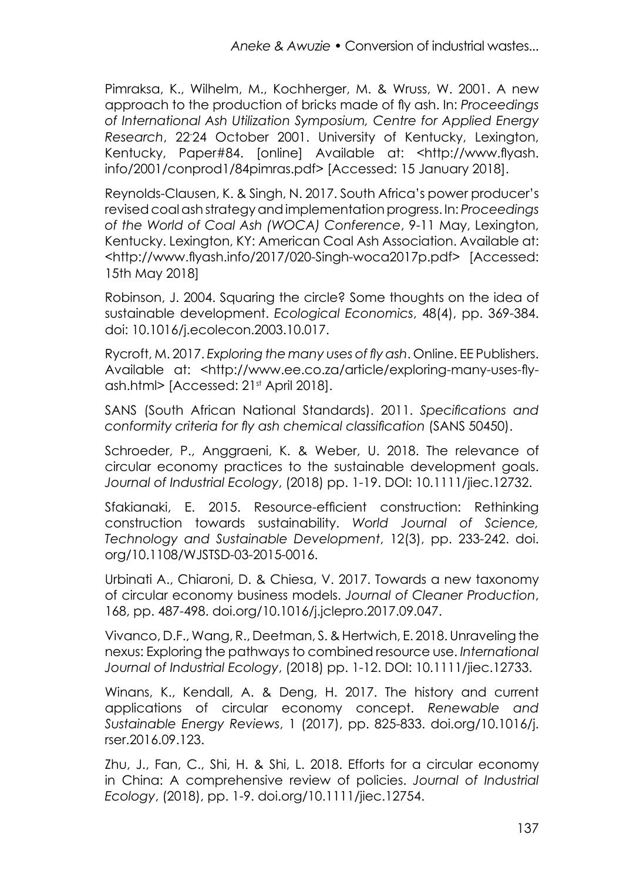Pimraksa, K., Wilhelm, M., Kochherger, M. & Wruss, W. 2001. A new approach to the production of bricks made of fly ash. In: *Proceedings of International Ash Utilization Symposium, Centre for Applied Energy Research*, 22-24 October 2001. University of Kentucky, Lexington, Kentucky, Paper#84. [online] Available at: <http://www.flyash.info/2001/conprod1/84pimras.pdf> [Accessed: 15 January 2018].

Reynolds-Clausen, K. & Singh, N. 2017. South Africa's power producer's revised coal ash strategy and implementation progress. In: *Proceedings of the World of Coal Ash (WOCA) Conference*, 9-11 May, Lexington, Kentucky. Lexington, KY: American Coal Ash Association. Available at: <http://www.flyash.info/2017/020-Singh-woca2017p.pdf> [Accessed: 15th May 2018]

Robinson, J. 2004. Squaring the circle? Some thoughts on the idea of sustainable development. *Ecological Economics*, 48(4), pp. 369-384. doi: 10.1016/j.ecolecon.2003.10.017.

Rycroft, M. 2017. *Exploring the many uses of fly ash*. Online. EE Publishers. Available at: <http://www.ee.co.za/article/exploring-many-uses-fly-ash.html> [Accessed: 21st April 2018].

SANS (South African National Standards). 2011. *Specifications and conformity criteria for fly ash chemical classification* (SANS 50450).

Schroeder, P., Anggraeni, K. & Weber, U. 2018. The relevance of circular economy practices to the sustainable development goals. *Journal of Industrial Ecology*, (2018) pp. 1-19. DOI: 10.1111/jiec.12732.

Sfakianaki, E. 2015. Resource-efficient construction: Rethinking construction towards sustainability. *World Journal of Science, Technology and Sustainable Development*, 12(3), pp. 233-242. doi.org/10.1108/WJSTSD-03-2015-0016.

Urbinati A., Chiaroni, D. & Chiesa, V. 2017. Towards a new taxonomy of circular economy business models. *Journal of Cleaner Production*, 168, pp. 487-498. doi.org/10.1016/j.jclepro.2017.09.047.

Vivanco, D.F., Wang, R., Deetman, S. & Hertwich, E. 2018. Unraveling the nexus: Exploring the pathways to combined resource use. *International Journal of Industrial Ecology*, (2018) pp. 1-12. DOI: 10.1111/jiec.12733.

Winans, K., Kendall, A. & Deng, H. 2017. The history and current applications of circular economy concept. *Renewable and Sustainable Energy Reviews*, 1 (2017), pp. 825-833. doi.org/10.1016/j.rser.2016.09.123.

Zhu, J., Fan, C., Shi, H. & Shi, L. 2018. Efforts for a circular economy in China: A comprehensive review of policies. *Journal of Industrial Ecology*, (2018), pp. 1-9. doi.org/10.1111/jiec.12754.